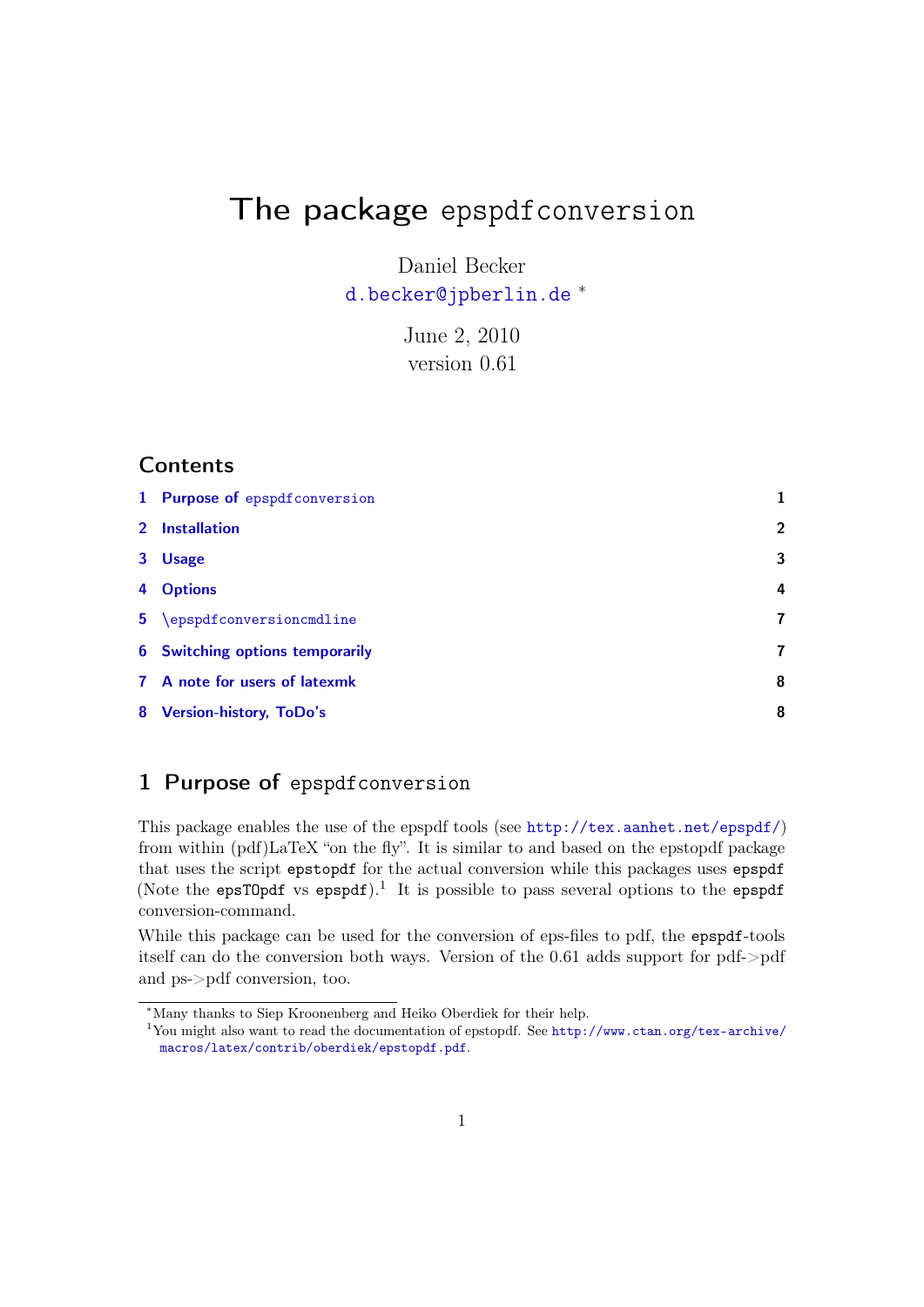# The package epspdfconversion

Daniel Becker
d.becker@jpberlin.de *

June 2, 2010
version 0.61

## Contents

| | | |
|---|---|---|
| 1 | Purpose of epspdfconversion | 1 |
| 2 | Installation | 2 |
| 3 | Usage | 3 |
| 4 | Options | 4 |
| 5 | \epspdfconversioncmdline | 7 |
| 6 | Switching options temporarily | 7 |
| 7 | A note for users of latexmk | 8 |
| 8 | Version-history, ToDo's | 8 |

## 1 Purpose of epspdfconversion

This package enables the use of the epspdf tools (see http://tex.aanhet.net/epspdf/) from within (pdf)LaTeX "on the fly". It is similar to and based on the epstopdf package that uses the script `epstopdf` for the actual conversion while this packages uses `epspdf` (Note the `epsTOpdf` vs `epspdf`).[1] It is possible to pass several options to the `epspdf` conversion-command.

While this package can be used for the conversion of eps-files to pdf, the `epspdf`-tools itself can do the conversion both ways. Version of the 0.61 adds support for pdf->pdf and ps->pdf conversion, too.

---

*Many thanks to Siep Kroonenberg and Heiko Oberdiek for their help.

[1] You might also want to read the documentation of epstopdf. See http://www.ctan.org/tex-archive/macros/latex/contrib/oberdiek/epstopdf.pdf.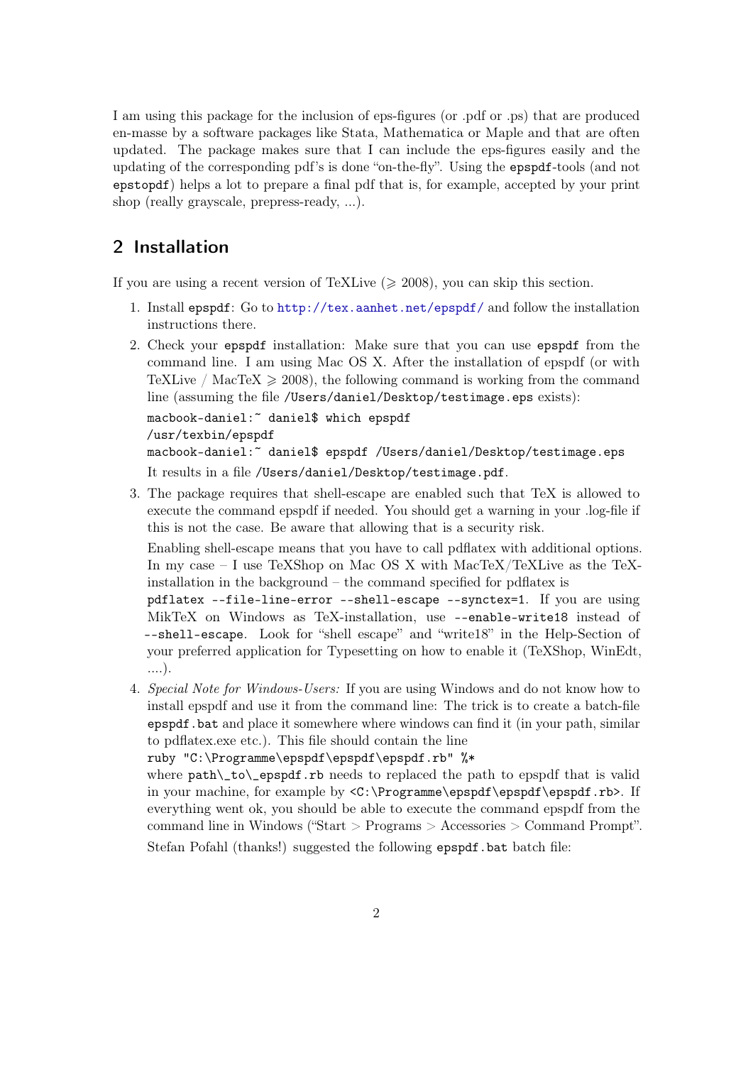I am using this package for the inclusion of eps-figures (or .pdf or .ps) that are produced en-masse by a software packages like Stata, Mathematica or Maple and that are often updated. The package makes sure that I can include the eps-figures easily and the updating of the corresponding pdf's is done "on-the-fly". Using the `epspdf`-tools (and not `epstopdf`) helps a lot to prepare a final pdf that is, for example, accepted by your print shop (really grayscale, prepress-ready, ...).

## 2 Installation

If you are using a recent version of TeXLive ($\geqslant$ 2008), you can skip this section.

1. Install `epspdf`: Go to http://tex.aanhet.net/epspdf/ and follow the installation instructions there.

2. Check your `epspdf` installation: Make sure that you can use `epspdf` from the command line. I am using Mac OS X. After the installation of epspdf (or with TeXLive / MacTeX $\geqslant$ 2008), the following command is working from the command line (assuming the file `/Users/daniel/Desktop/testimage.eps` exists):

   ```
   macbook-daniel:~ daniel$ which epspdf
   /usr/texbin/epspdf
   macbook-daniel:~ daniel$ epspdf /Users/daniel/Desktop/testimage.eps
   ```

   It results in a file `/Users/daniel/Desktop/testimage.pdf`.

3. The package requires that shell-escape are enabled such that TeX is allowed to execute the command epspdf if needed. You should get a warning in your .log-file if this is not the case. Be aware that allowing that is a security risk.

   Enabling shell-escape means that you have to call pdflatex with additional options. In my case – I use TeXShop on Mac OS X with MacTeX/TeXLive as the TeX-installation in the background – the command specified for pdflatex is `pdflatex --file-line-error --shell-escape --synctex=1`. If you are using MikTeX on Windows as TeX-installation, use `--enable-write18` instead of `--shell-escape`. Look for "shell escape" and "write18" in the Help-Section of your preferred application for Typesetting on how to enable it (TeXShop, WinEdt, ....).

4. *Special Note for Windows-Users:* If you are using Windows and do not know how to install epspdf and use it from the command line: The trick is to create a batch-file `epspdf.bat` and place it somewhere where windows can find it (in your path, similar to pdflatex.exe etc.). This file should contain the line

   ```
   ruby "C:\Programme\epspdf\epspdf\epspdf.rb" %*
   ```

   where `path\_to\_epspdf.rb` needs to replaced the path to epspdf that is valid in your machine, for example by `<C:\Programme\epspdf\epspdf\epspdf.rb>`. If everything went ok, you should be able to execute the command epspdf from the command line in Windows ("Start > Programs > Accessories > Command Prompt".

   Stefan Pofahl (thanks!) suggested the following `epspdf.bat` batch file: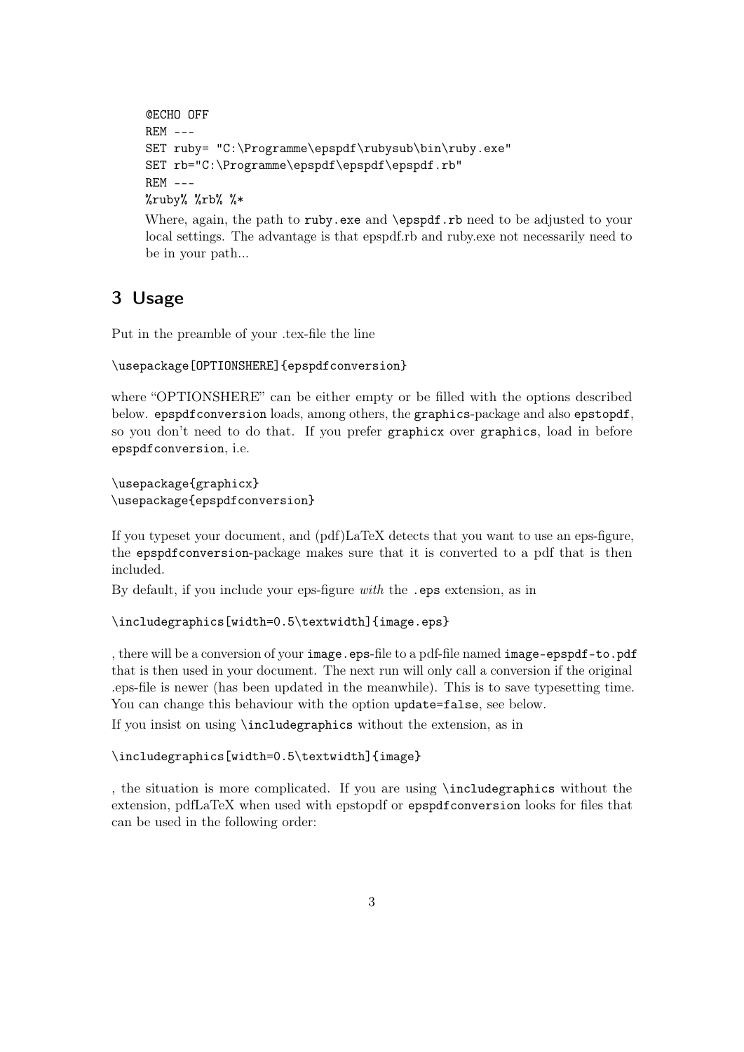```
@ECHO OFF
REM ---
SET ruby= "C:\Programme\epspdf\rubysub\bin\ruby.exe"
SET rb="C:\Programme\epspdf\epspdf\epspdf.rb"
REM ---
%ruby% %rb% %*
```

Where, again, the path to `ruby.exe` and `\epspdf.rb` need to be adjusted to your local settings. The advantage is that epspdf.rb and ruby.exe not necessarily need to be in your path...

## 3 Usage

Put in the preamble of your .tex-file the line

```
\usepackage[OPTIONSHERE]{epspdfconversion}
```

where "OPTIONSHERE" can be either empty or be filled with the options described below. `epspdfconversion` loads, among others, the `graphics`-package and also `epstopdf`, so you don't need to do that. If you prefer `graphicx` over `graphics`, load in before `epspdfconversion`, i.e.

```
\usepackage{graphicx}
\usepackage{epspdfconversion}
```

If you typeset your document, and (pdf)LaTeX detects that you want to use an eps-figure, the `epspdfconversion`-package makes sure that it is converted to a pdf that is then included.

By default, if you include your eps-figure *with* the `.eps` extension, as in

```
\includegraphics[width=0.5\textwidth]{image.eps}
```

, there will be a conversion of your `image.eps`-file to a pdf-file named `image-epspdf-to.pdf` that is then used in your document. The next run will only call a conversion if the original .eps-file is newer (has been updated in the meanwhile). This is to save typesetting time. You can change this behaviour with the option `update=false`, see below.

If you insist on using `\includegraphics` without the extension, as in

```
\includegraphics[width=0.5\textwidth]{image}
```

, the situation is more complicated. If you are using `\includegraphics` without the extension, pdfLaTeX when used with epstopdf or `epspdfconversion` looks for files that can be used in the following order: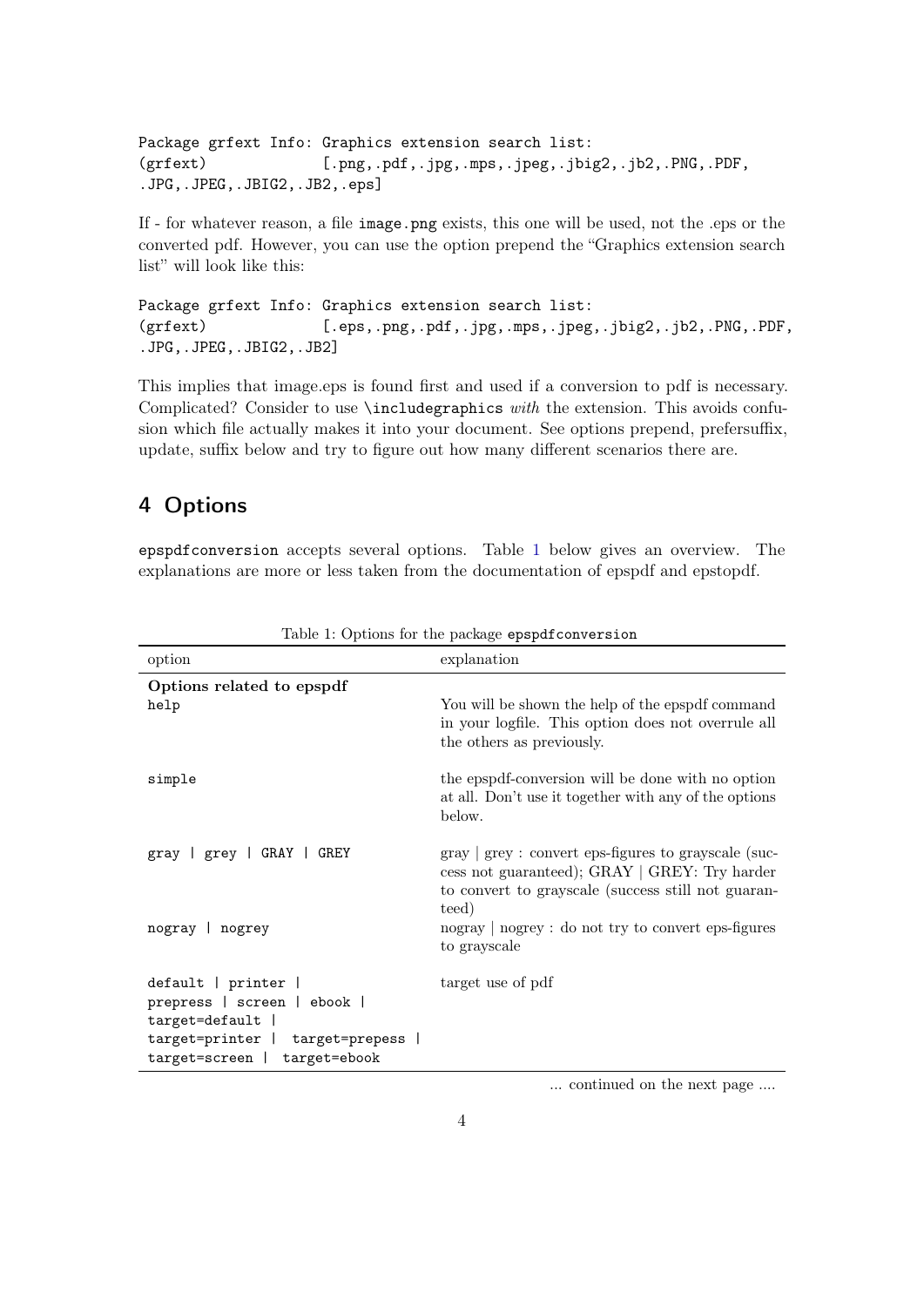```
Package grfext Info: Graphics extension search list:
(grfext)             [.png,.pdf,.jpg,.mps,.jpeg,.jbig2,.jb2,.PNG,.PDF,
.JPG,.JPEG,.JBIG2,.JB2,.eps]
```

If - for whatever reason, a file `image.png` exists, this one will be used, not the .eps or the converted pdf. However, you can use the option prepend the "Graphics extension search list" will look like this:

```
Package grfext Info: Graphics extension search list:
(grfext)             [.eps,.png,.pdf,.jpg,.mps,.jpeg,.jbig2,.jb2,.PNG,.PDF,
.JPG,.JPEG,.JBIG2,.JB2]
```

This implies that image.eps is found first and used if a conversion to pdf is necessary. Complicated? Consider to use `\includegraphics` *with* the extension. This avoids confusion which file actually makes it into your document. See options prepend, prefersuffix, update, suffix below and try to figure out how many different scenarios there are.

## 4 Options

`epspdfconversion` accepts several options. Table 1 below gives an overview. The explanations are more or less taken from the documentation of epspdf and epstopdf.

Table 1: Options for the package `epspdfconversion`

| option | explanation |
|---|---|
| **Options related to epspdf** | |
| `help` | You will be shown the help of the epspdf command in your logfile. This option does not overrule all the others as previously. |
| `simple` | the epspdf-conversion will be done with no option at all. Don't use it together with any of the options below. |
| `gray \| grey \| GRAY \| GREY` | gray \| grey : convert eps-figures to grayscale (success not guaranteed); GRAY \| GREY: Try harder to convert to grayscale (success still not guaranteed) |
| `nogray \| nogrey` | nogray \| nogrey : do not try to convert eps-figures to grayscale |
| `default \| printer \| prepress \| screen \| ebook \| target=default \| target=printer \| target=prepess \| target=screen \| target=ebook` | target use of pdf |

... continued on the next page ....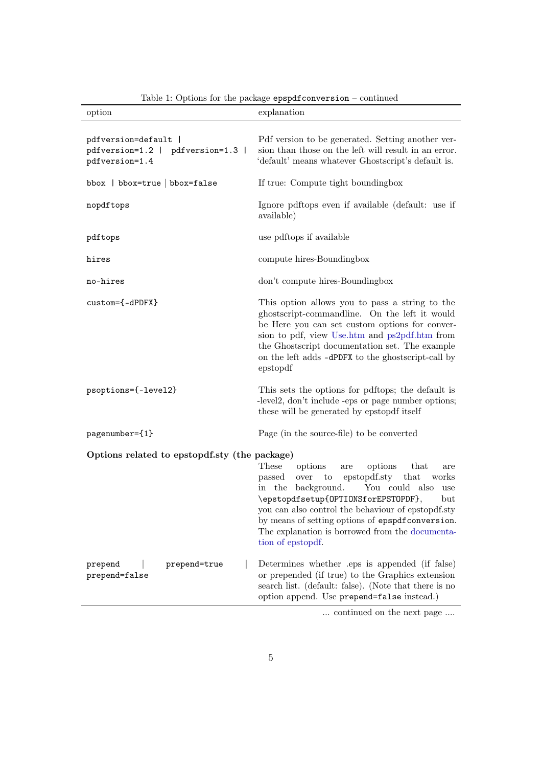Table 1: Options for the package `epspdfconversion` – continued

| option | explanation |
|---|---|
| `pdfversion=default` \| `pdfversion=1.2` \| `pdfversion=1.3` \| `pdfversion=1.4` | Pdf version to be generated. Setting another version than those on the left will result in an error. 'default' means whatever Ghostscript's default is. |
| `bbox` \| `bbox=true` \| `bbox=false` | If true: Compute tight boundingbox |
| `nopdftops` | Ignore pdftops even if available (default: use if available) |
| `pdftops` | use pdftops if available |
| `hires` | compute hires-Boundingbox |
| `no-hires` | don't compute hires-Boundingbox |
| `custom={-dPDFX}` | This option allows you to pass a string to the ghostscript-commandline. On the left it would be Here you can set custom options for conversion to pdf, view Use.htm and ps2pdf.htm from the Ghostscript documentation set. The example on the left adds `-dPDFX` to the ghostscript-call by epstopdf |
| `psoptions={-level2}` | This sets the options for pdftops; the default is -level2, don't include -eps or page number options; these will be generated by epstopdf itself |
| `pagenumber={1}` | Page (in the source-file) to be converted |
| **Options related to epstopdf.sty (the package)** | |
| | These options are options that are passed over to epstopdf.sty that works in the background. You could also use `\epstopdfsetup{OPTIONSforEPSTOPDF}`, but you can also control the behaviour of epstopdf.sty by means of setting options of `epspdfconversion`. The explanation is borrowed from the documentation of epstopdf. |
| `prepend` \| `prepend=true` \| `prepend=false` | Determines whether .eps is appended (if false) or prepended (if true) to the Graphics extension search list. (default: false). (Note that there is no option append. Use `prepend=false` instead.) |

... continued on the next page ....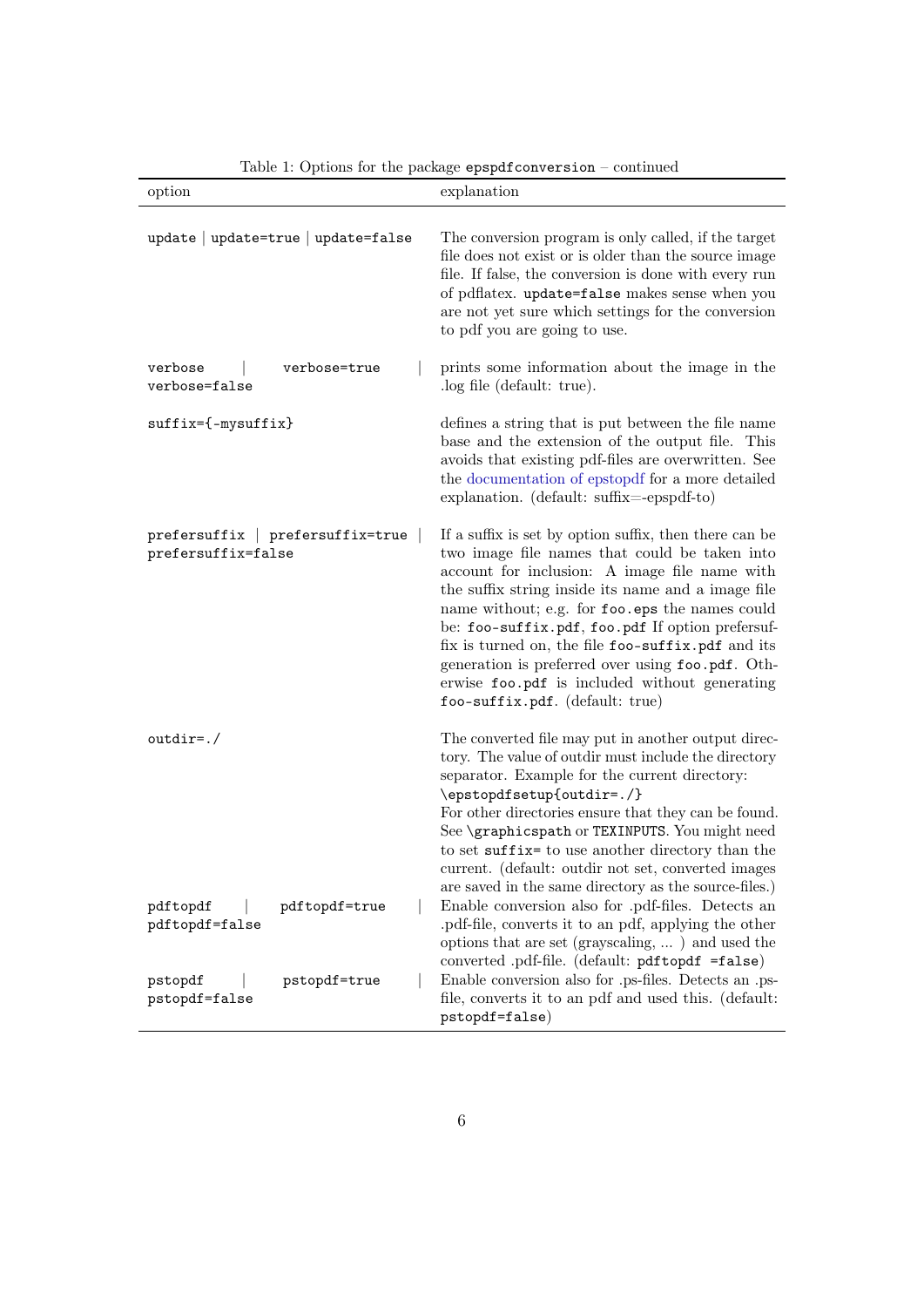Table 1: Options for the package `epspdfconversion` – continued

| option | explanation |
|---|---|
| `update` \| `update=true` \| `update=false` | The conversion program is only called, if the target file does not exist or is older than the source image file. If false, the conversion is done with every run of pdflatex. `update=false` makes sense when you are not yet sure which settings for the conversion to pdf you are going to use. |
| `verbose` \| `verbose=true` \| `verbose=false` | prints some information about the image in the .log file (default: true). |
| `suffix={-mysuffix}` | defines a string that is put between the file name base and the extension of the output file. This avoids that existing pdf-files are overwritten. See the documentation of epstopdf for a more detailed explanation. (default: suffix=-epspdf-to) |
| `prefersuffix` \| `prefersuffix=true` \| `prefersuffix=false` | If a suffix is set by option suffix, then there can be two image file names that could be taken into account for inclusion: A image file name with the suffix string inside its name and a image file name without; e.g. for `foo.eps` the names could be: `foo-suffix.pdf`, `foo.pdf` If option prefersuffix is turned on, the file `foo-suffix.pdf` and its generation is preferred over using `foo.pdf`. Otherwise `foo.pdf` is included without generating `foo-suffix.pdf`. (default: true) |
| `outdir=./` | The converted file may put in another output directory. The value of outdir must include the directory separator. Example for the current directory: `\epstopdfsetup{outdir=./}` For other directories ensure that they can be found. See `\graphicspath` or `TEXINPUTS`. You might need to set `suffix=` to use another directory than the current. (default: outdir not set, converted images are saved in the same directory as the source-files.) |
| `pdftopdf` \| `pdftopdf=true` \| `pdftopdf=false` | Enable conversion also for .pdf-files. Detects an .pdf-file, converts it to an pdf, applying the other options that are set (grayscaling, ... ) and used the converted .pdf-file. (default: `pdftopdf =false`) |
| `pstopdf` \| `pstopdf=true` \| `pstopdf=false` | Enable conversion also for .ps-files. Detects an .ps-file, converts it to an pdf and used this. (default: `pstopdf=false`) |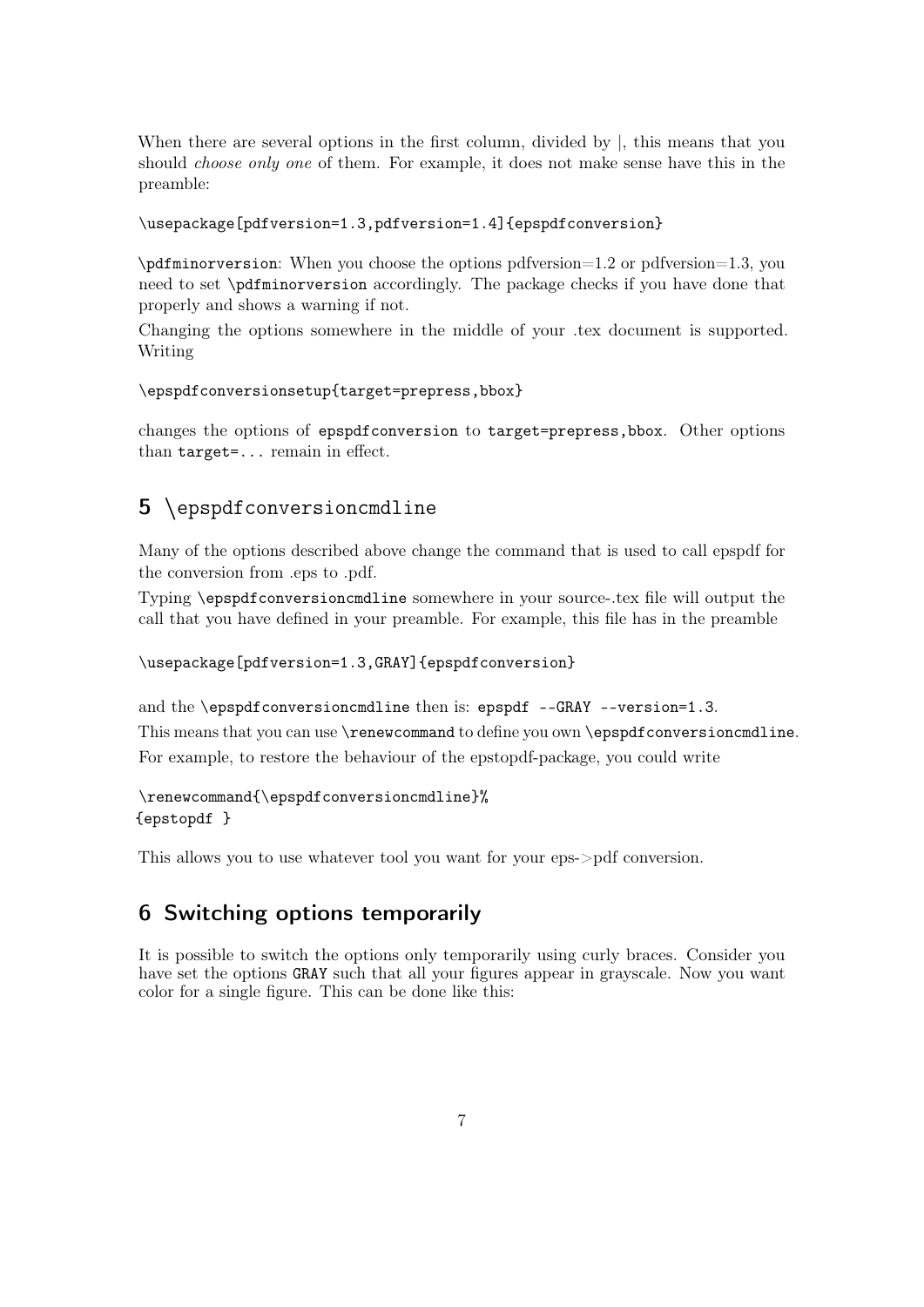When there are several options in the first column, divided by |, this means that you should *choose only one* of them. For example, it does not make sense have this in the preamble:

```
\usepackage[pdfversion=1.3,pdfversion=1.4]{epspdfconversion}
```

`\pdfminorversion`: When you choose the options pdfversion=1.2 or pdfversion=1.3, you need to set `\pdfminorversion` accordingly. The package checks if you have done that properly and shows a warning if not.

Changing the options somewhere in the middle of your .tex document is supported. Writing

```
\epspdfconversionsetup{target=prepress,bbox}
```

changes the options of `epspdfconversion` to `target=prepress,bbox`. Other options than `target=...` remain in effect.

## 5 \epspdfconversioncmdline

Many of the options described above change the command that is used to call epspdf for the conversion from .eps to .pdf.

Typing `\epspdfconversioncmdline` somewhere in your source-.tex file will output the call that you have defined in your preamble. For example, this file has in the preamble

```
\usepackage[pdfversion=1.3,GRAY]{epspdfconversion}
```

and the `\epspdfconversioncmdline` then is: `epspdf --GRAY --version=1.3`.

This means that you can use `\renewcommand` to define you own `\epspdfconversioncmdline`.

For example, to restore the behaviour of the epstopdf-package, you could write

```
\renewcommand{\epspdfconversioncmdline}%
{epstopdf }
```

This allows you to use whatever tool you want for your eps->pdf conversion.

## 6 Switching options temporarily

It is possible to switch the options only temporarily using curly braces. Consider you have set the options `GRAY` such that all your figures appear in grayscale. Now you want color for a single figure. This can be done like this: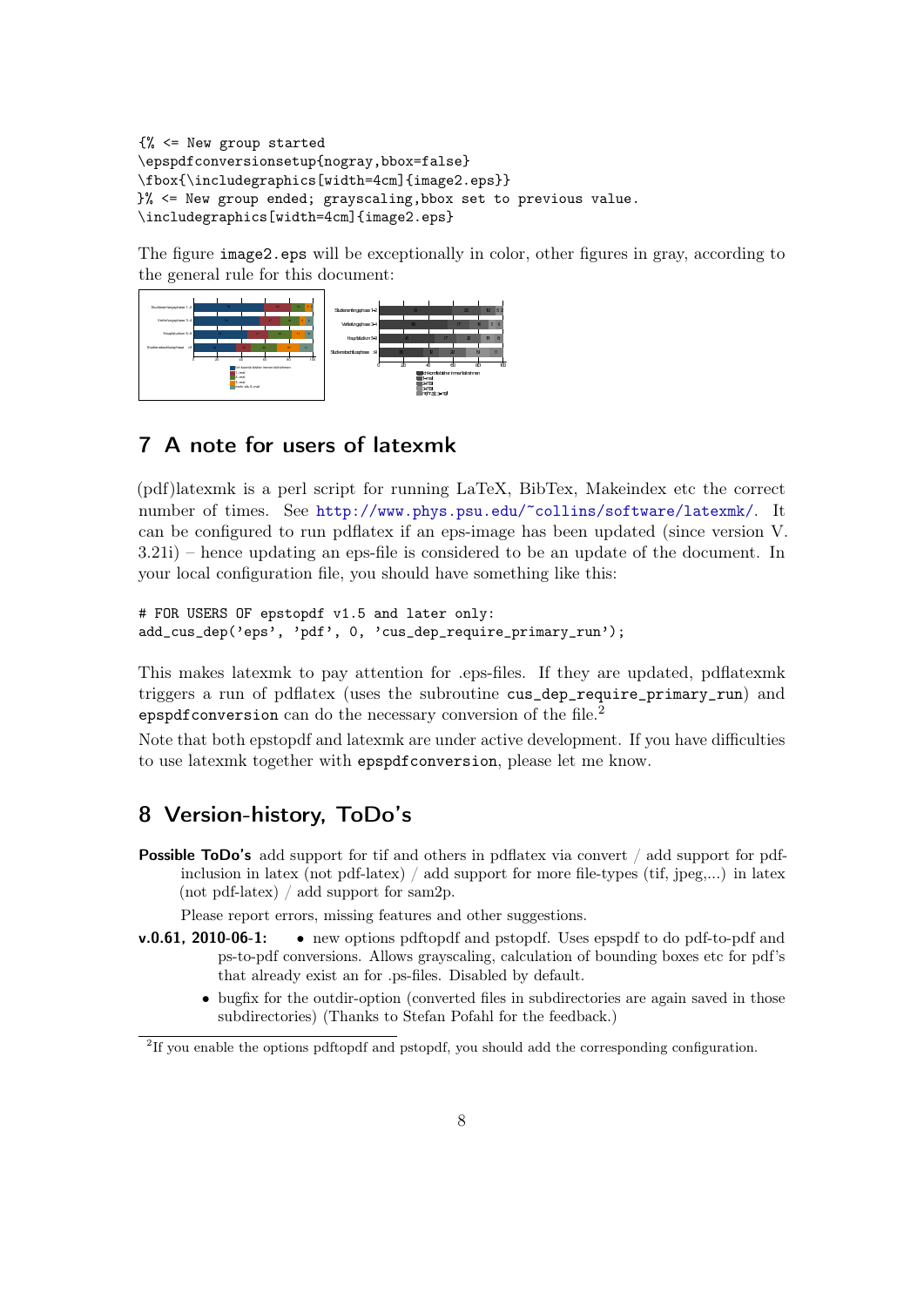```
{% <= New group started
\epspdfconversionsetup{nogray,bbox=false}
\fbox{\includegraphics[width=4cm]{image2.eps}}
}% <= New group ended; grayscaling,bbox set to previous value.
\includegraphics[width=4cm]{image2.eps}
```

The figure image2.eps will be exceptionally in color, other figures in gray, according to the general rule for this document:

## 7 A note for users of latexmk

(pdf)latexmk is a perl script for running LaTeX, BibTex, Makeindex etc the correct number of times. See http://www.phys.psu.edu/~collins/software/latexmk/. It can be configured to run pdflatex if an eps-image has been updated (since version V. 3.21i) – hence updating an eps-file is considered to be an update of the document. In your local configuration file, you should have something like this:

```
# FOR USERS OF epstopdf v1.5 and later only:
add_cus_dep('eps', 'pdf', 0, 'cus_dep_require_primary_run');
```

This makes latexmk to pay attention for .eps-files. If they are updated, pdflatexmk triggers a run of pdflatex (uses the subroutine cus_dep_require_primary_run) and epspdfconversion can do the necessary conversion of the file.[2]

Note that both epstopdf and latexmk are under active development. If you have difficulties to use latexmk together with epspdfconversion, please let me know.

## 8 Version-history, ToDo's

**Possible ToDo's** add support for tif and others in pdflatex via convert / add support for pdf-inclusion in latex (not pdf-latex) / add support for more file-types (tif, jpeg,...) in latex (not pdf-latex) / add support for sam2p.

Please report errors, missing features and other suggestions.

**v.0.61, 2010-06-1:**
- new options pdftopdf and pstopdf. Uses epspdf to do pdf-to-pdf and ps-to-pdf conversions. Allows grayscaling, calculation of bounding boxes etc for pdf's that already exist an for .ps-files. Disabled by default.
- bugfix for the outdir-option (converted files in subdirectories are again saved in those subdirectories) (Thanks to Stefan Pofahl for the feedback.)

[2] If you enable the options pdftopdf and pstopdf, you should add the corresponding configuration.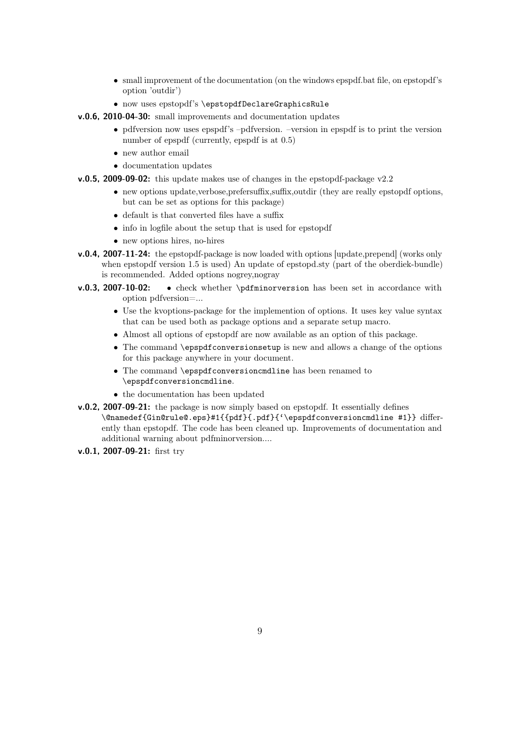- small improvement of the documentation (on the windows epspdf.bat file, on epstopdf's option 'outdir')
- now uses epstopdf's `\epstopdfDeclareGraphicsRule`

**v.0.6, 2010-04-30:** small improvements and documentation updates

- pdfversion now uses epspdf's –pdfversion. –version in epspdf is to print the version number of epspdf (currently, epspdf is at 0.5)
- new author email
- documentation updates

**v.0.5, 2009-09-02:** this update makes use of changes in the epstopdf-package v2.2

- new options update,verbose,prefersuffix,suffix,outdir (they are really epstopdf options, but can be set as options for this package)
- default is that converted files have a suffix
- info in logfile about the setup that is used for epstopdf
- new options hires, no-hires

**v.0.4, 2007-11-24:** the epstopdf-package is now loaded with options [update,prepend] (works only when epstopdf version 1.5 is used) An update of epstopd.sty (part of the oberdiek-bundle) is recommended. Added options nogrey,nogray

**v.0.3, 2007-10-02:**

- check whether `\pdfminorversion` has been set in accordance with option pdfversion=...
- Use the kvoptions-package for the implemention of options. It uses key value syntax that can be used both as package options and a separate setup macro.
- Almost all options of epstopdf are now available as an option of this package.
- The command `\epspdfconversionsetup` is new and allows a change of the options for this package anywhere in your document.
- The command `\epspdfconversioncmdline` has been renamed to `\epspdfconversioncmdline`.
- the documentation has been updated

**v.0.2, 2007-09-21:** the package is now simply based on epstopdf. It essentially defines `\@namedef{Gin@rule@.eps}#1{{pdf}{.pdf}{'\epspdfconversioncmdline #1}}` differently than epstopdf. The code has been cleaned up. Improvements of documentation and additional warning about pdfminorversion....

**v.0.1, 2007-09-21:** first try